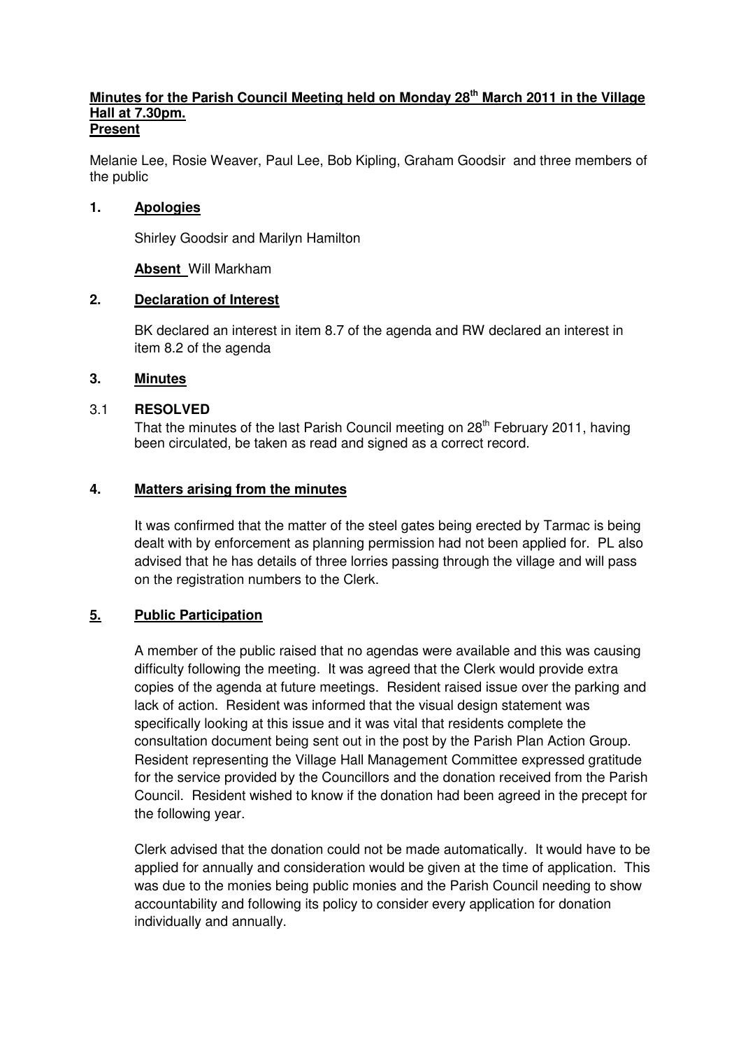# Minutes for the Parish Council Meeting held on Monday 28th March 2011 in the Village Hall at 7.30pm.

**Present**

Melanie Lee, Rosie Weaver, Paul Lee, Bob Kipling, Graham Goodsir and three members of the public

## 1. Apologies

Shirley Goodsir and Marilyn Hamilton

**Absent** Will Markham

## 2. Declaration of Interest

BK declared an interest in item 8.7 of the agenda and RW declared an interest in item 8.2 of the agenda

## 3. Minutes

3.1 **RESOLVED**

That the minutes of the last Parish Council meeting on 28th February 2011, having been circulated, be taken as read and signed as a correct record.

## 4. Matters arising from the minutes

It was confirmed that the matter of the steel gates being erected by Tarmac is being dealt with by enforcement as planning permission had not been applied for. PL also advised that he has details of three lorries passing through the village and will pass on the registration numbers to the Clerk.

## 5. Public Participation

A member of the public raised that no agendas were available and this was causing difficulty following the meeting. It was agreed that the Clerk would provide extra copies of the agenda at future meetings. Resident raised issue over the parking and lack of action. Resident was informed that the visual design statement was specifically looking at this issue and it was vital that residents complete the consultation document being sent out in the post by the Parish Plan Action Group. Resident representing the Village Hall Management Committee expressed gratitude for the service provided by the Councillors and the donation received from the Parish Council. Resident wished to know if the donation had been agreed in the precept for the following year.

Clerk advised that the donation could not be made automatically. It would have to be applied for annually and consideration would be given at the time of application. This was due to the monies being public monies and the Parish Council needing to show accountability and following its policy to consider every application for donation individually and annually.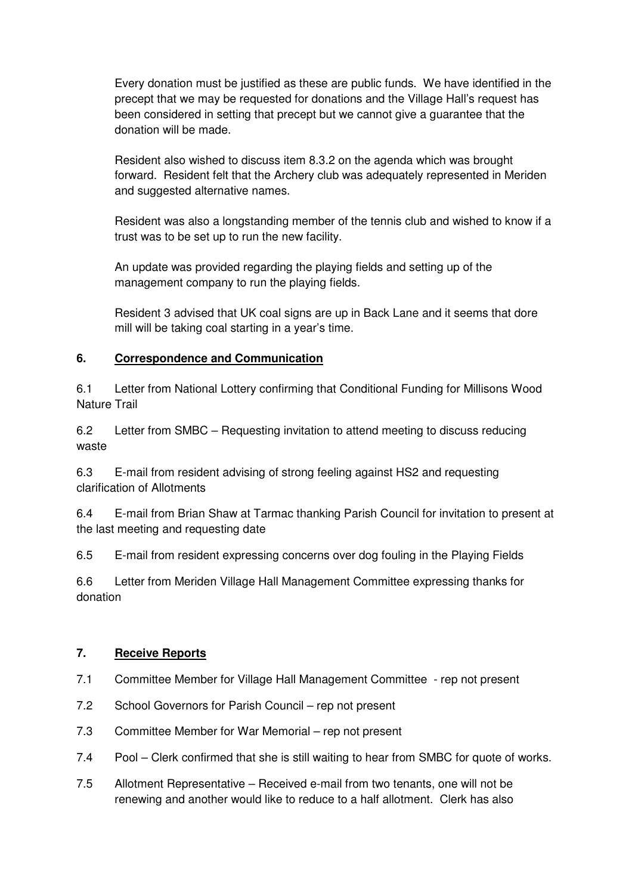Every donation must be justified as these are public funds. We have identified in the precept that we may be requested for donations and the Village Hall's request has been considered in setting that precept but we cannot give a guarantee that the donation will be made.

Resident also wished to discuss item 8.3.2 on the agenda which was brought forward. Resident felt that the Archery club was adequately represented in Meriden and suggested alternative names.

Resident was also a longstanding member of the tennis club and wished to know if a trust was to be set up to run the new facility.

An update was provided regarding the playing fields and setting up of the management company to run the playing fields.

Resident 3 advised that UK coal signs are up in Back Lane and it seems that dore mill will be taking coal starting in a year's time.

## 6. Correspondence and Communication

6.1 Letter from National Lottery confirming that Conditional Funding for Millisons Wood Nature Trail

6.2 Letter from SMBC – Requesting invitation to attend meeting to discuss reducing waste

6.3 E-mail from resident advising of strong feeling against HS2 and requesting clarification of Allotments

6.4 E-mail from Brian Shaw at Tarmac thanking Parish Council for invitation to present at the last meeting and requesting date

6.5 E-mail from resident expressing concerns over dog fouling in the Playing Fields

6.6 Letter from Meriden Village Hall Management Committee expressing thanks for donation

## 7. Receive Reports

7.1 Committee Member for Village Hall Management Committee - rep not present

7.2 School Governors for Parish Council – rep not present

7.3 Committee Member for War Memorial – rep not present

7.4 Pool – Clerk confirmed that she is still waiting to hear from SMBC for quote of works.

7.5 Allotment Representative – Received e-mail from two tenants, one will not be renewing and another would like to reduce to a half allotment. Clerk has also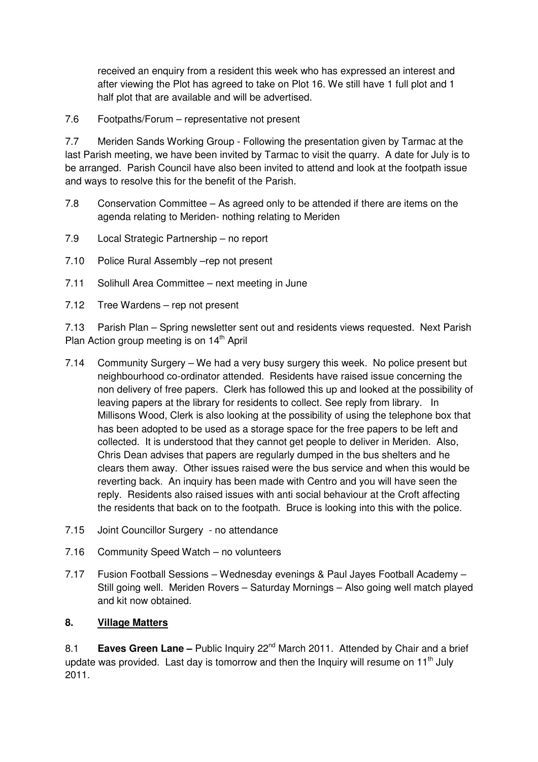received an enquiry from a resident this week who has expressed an interest and after viewing the Plot has agreed to take on Plot 16. We still have 1 full plot and 1 half plot that are available and will be advertised.

7.6 Footpaths/Forum – representative not present

7.7 Meriden Sands Working Group - Following the presentation given by Tarmac at the last Parish meeting, we have been invited by Tarmac to visit the quarry. A date for July is to be arranged. Parish Council have also been invited to attend and look at the footpath issue and ways to resolve this for the benefit of the Parish.

7.8 Conservation Committee – As agreed only to be attended if there are items on the agenda relating to Meriden- nothing relating to Meriden

7.9 Local Strategic Partnership – no report

7.10 Police Rural Assembly –rep not present

7.11 Solihull Area Committee – next meeting in June

7.12 Tree Wardens – rep not present

7.13 Parish Plan – Spring newsletter sent out and residents views requested. Next Parish Plan Action group meeting is on 14th April

7.14 Community Surgery – We had a very busy surgery this week. No police present but neighbourhood co-ordinator attended. Residents have raised issue concerning the non delivery of free papers. Clerk has followed this up and looked at the possibility of leaving papers at the library for residents to collect. See reply from library. In Millisons Wood, Clerk is also looking at the possibility of using the telephone box that has been adopted to be used as a storage space for the free papers to be left and collected. It is understood that they cannot get people to deliver in Meriden. Also, Chris Dean advises that papers are regularly dumped in the bus shelters and he clears them away. Other issues raised were the bus service and when this would be reverting back. An inquiry has been made with Centro and you will have seen the reply. Residents also raised issues with anti social behaviour at the Croft affecting the residents that back on to the footpath. Bruce is looking into this with the police.

7.15 Joint Councillor Surgery - no attendance

7.16 Community Speed Watch – no volunteers

7.17 Fusion Football Sessions – Wednesday evenings & Paul Jayes Football Academy – Still going well. Meriden Rovers – Saturday Mornings – Also going well match played and kit now obtained.

## 8. Village Matters

8.1 **Eaves Green Lane –** Public Inquiry 22nd March 2011. Attended by Chair and a brief update was provided. Last day is tomorrow and then the Inquiry will resume on 11th July 2011.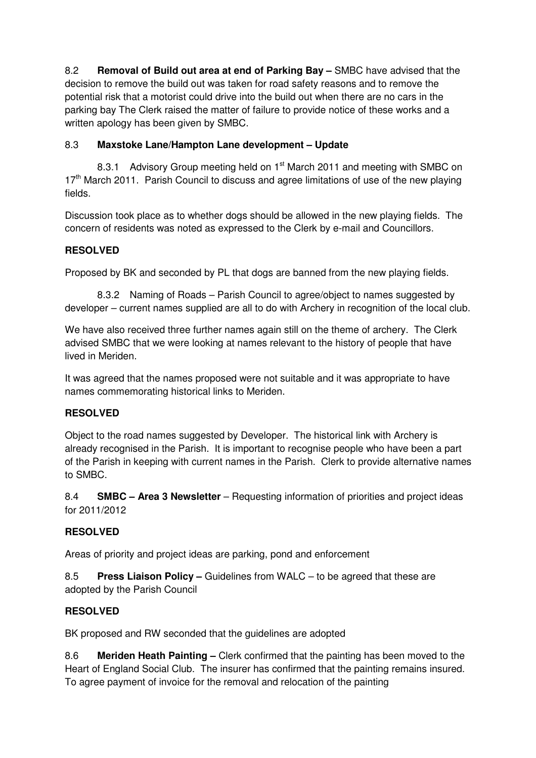8.2 **Removal of Build out area at end of Parking Bay –** SMBC have advised that the decision to remove the build out was taken for road safety reasons and to remove the potential risk that a motorist could drive into the build out when there are no cars in the parking bay The Clerk raised the matter of failure to provide notice of these works and a written apology has been given by SMBC.

8.3 **Maxstoke Lane/Hampton Lane development – Update**

8.3.1 Advisory Group meeting held on 1st March 2011 and meeting with SMBC on 17th March 2011. Parish Council to discuss and agree limitations of use of the new playing fields.

Discussion took place as to whether dogs should be allowed in the new playing fields. The concern of residents was noted as expressed to the Clerk by e-mail and Councillors.

**RESOLVED**

Proposed by BK and seconded by PL that dogs are banned from the new playing fields.

8.3.2 Naming of Roads – Parish Council to agree/object to names suggested by developer – current names supplied are all to do with Archery in recognition of the local club.

We have also received three further names again still on the theme of archery. The Clerk advised SMBC that we were looking at names relevant to the history of people that have lived in Meriden.

It was agreed that the names proposed were not suitable and it was appropriate to have names commemorating historical links to Meriden.

**RESOLVED**

Object to the road names suggested by Developer. The historical link with Archery is already recognised in the Parish. It is important to recognise people who have been a part of the Parish in keeping with current names in the Parish. Clerk to provide alternative names to SMBC.

8.4 **SMBC – Area 3 Newsletter** – Requesting information of priorities and project ideas for 2011/2012

**RESOLVED**

Areas of priority and project ideas are parking, pond and enforcement

8.5 **Press Liaison Policy –** Guidelines from WALC – to be agreed that these are adopted by the Parish Council

**RESOLVED**

BK proposed and RW seconded that the guidelines are adopted

8.6 **Meriden Heath Painting –** Clerk confirmed that the painting has been moved to the Heart of England Social Club. The insurer has confirmed that the painting remains insured. To agree payment of invoice for the removal and relocation of the painting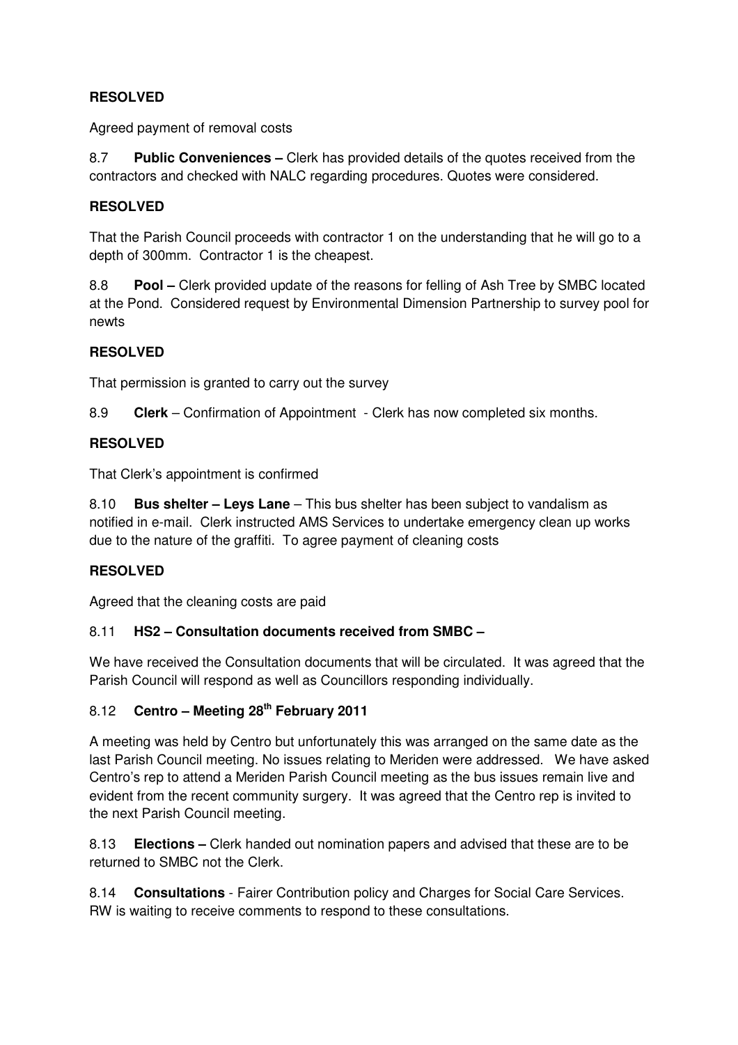**RESOLVED**

Agreed payment of removal costs

8.7 **Public Conveniences –** Clerk has provided details of the quotes received from the contractors and checked with NALC regarding procedures. Quotes were considered.

**RESOLVED**

That the Parish Council proceeds with contractor 1 on the understanding that he will go to a depth of 300mm. Contractor 1 is the cheapest.

8.8 **Pool –** Clerk provided update of the reasons for felling of Ash Tree by SMBC located at the Pond. Considered request by Environmental Dimension Partnership to survey pool for newts

**RESOLVED**

That permission is granted to carry out the survey

8.9 **Clerk** – Confirmation of Appointment - Clerk has now completed six months.

**RESOLVED**

That Clerk's appointment is confirmed

8.10 **Bus shelter – Leys Lane** – This bus shelter has been subject to vandalism as notified in e-mail. Clerk instructed AMS Services to undertake emergency clean up works due to the nature of the graffiti. To agree payment of cleaning costs

**RESOLVED**

Agreed that the cleaning costs are paid

8.11 **HS2 – Consultation documents received from SMBC –**

We have received the Consultation documents that will be circulated. It was agreed that the Parish Council will respond as well as Councillors responding individually.

8.12 **Centro – Meeting 28th February 2011**

A meeting was held by Centro but unfortunately this was arranged on the same date as the last Parish Council meeting. No issues relating to Meriden were addressed. We have asked Centro's rep to attend a Meriden Parish Council meeting as the bus issues remain live and evident from the recent community surgery. It was agreed that the Centro rep is invited to the next Parish Council meeting.

8.13 **Elections –** Clerk handed out nomination papers and advised that these are to be returned to SMBC not the Clerk.

8.14 **Consultations** - Fairer Contribution policy and Charges for Social Care Services. RW is waiting to receive comments to respond to these consultations.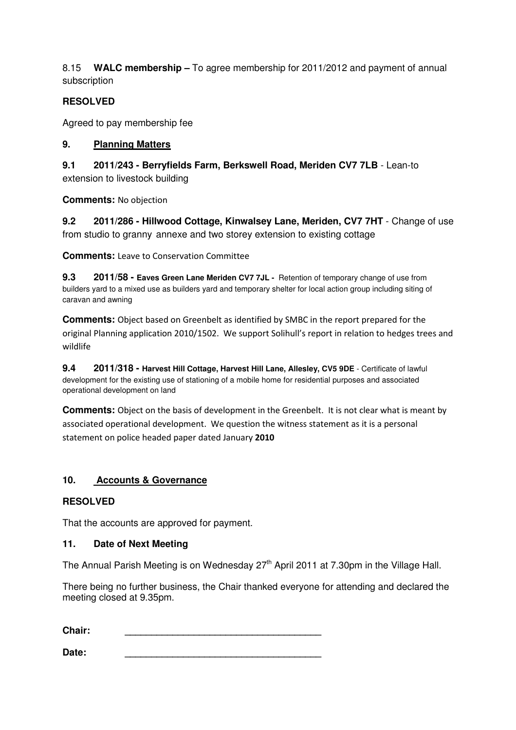8.15 **WALC membership –** To agree membership for 2011/2012 and payment of annual subscription

**RESOLVED**

Agreed to pay membership fee

## 9. Planning Matters

**9.1 2011/243 - Berryfields Farm, Berkswell Road, Meriden CV7 7LB** - Lean-to extension to livestock building

**Comments:** No objection

**9.2 2011/286 - Hillwood Cottage, Kinwalsey Lane, Meriden, CV7 7HT** - Change of use from studio to granny annexe and two storey extension to existing cottage

**Comments:** Leave to Conservation Committee

**9.3 2011/58 - Eaves Green Lane Meriden CV7 7JL -** Retention of temporary change of use from builders yard to a mixed use as builders yard and temporary shelter for local action group including siting of caravan and awning

**Comments:** Object based on Greenbelt as identified by SMBC in the report prepared for the original Planning application 2010/1502. We support Solihull's report in relation to hedges trees and wildlife

**9.4 2011/318 - Harvest Hill Cottage, Harvest Hill Lane, Allesley, CV5 9DE** - Certificate of lawful development for the existing use of stationing of a mobile home for residential purposes and associated operational development on land

**Comments:** Object on the basis of development in the Greenbelt. It is not clear what is meant by associated operational development. We question the witness statement as it is a personal statement on police headed paper dated January **2010**

## 10. Accounts & Governance

**RESOLVED**

That the accounts are approved for payment.

## 11. Date of Next Meeting

The Annual Parish Meeting is on Wednesday 27th April 2011 at 7.30pm in the Village Hall.

There being no further business, the Chair thanked everyone for attending and declared the meeting closed at 9.35pm.

**Chair:** ____________________________________

**Date:** ____________________________________